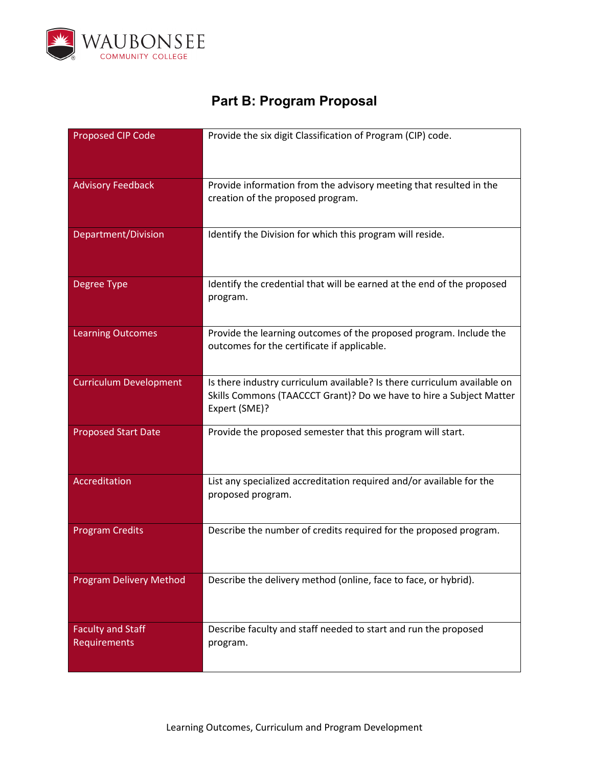# Part B: Program Proposal

| Field | Description |
| --- | --- |
| Proposed CIP Code | Provide the six digit Classification of Program (CIP) code. |
| Advisory Feedback | Provide information from the advisory meeting that resulted in the creation of the proposed program. |
| Department/Division | Identify the Division for which this program will reside. |
| Degree Type | Identify the credential that will be earned at the end of the proposed program. |
| Learning Outcomes | Provide the learning outcomes of the proposed program. Include the outcomes for the certificate if applicable. |
| Curriculum Development | Is there industry curriculum available? Is there curriculum available on Skills Commons (TAACCCT Grant)? Do we have to hire a Subject Matter Expert (SME)? |
| Proposed Start Date | Provide the proposed semester that this program will start. |
| Accreditation | List any specialized accreditation required and/or available for the proposed program. |
| Program Credits | Describe the number of credits required for the proposed program. |
| Program Delivery Method | Describe the delivery method (online, face to face, or hybrid). |
| Faculty and Staff Requirements | Describe faculty and staff needed to start and run the proposed program. |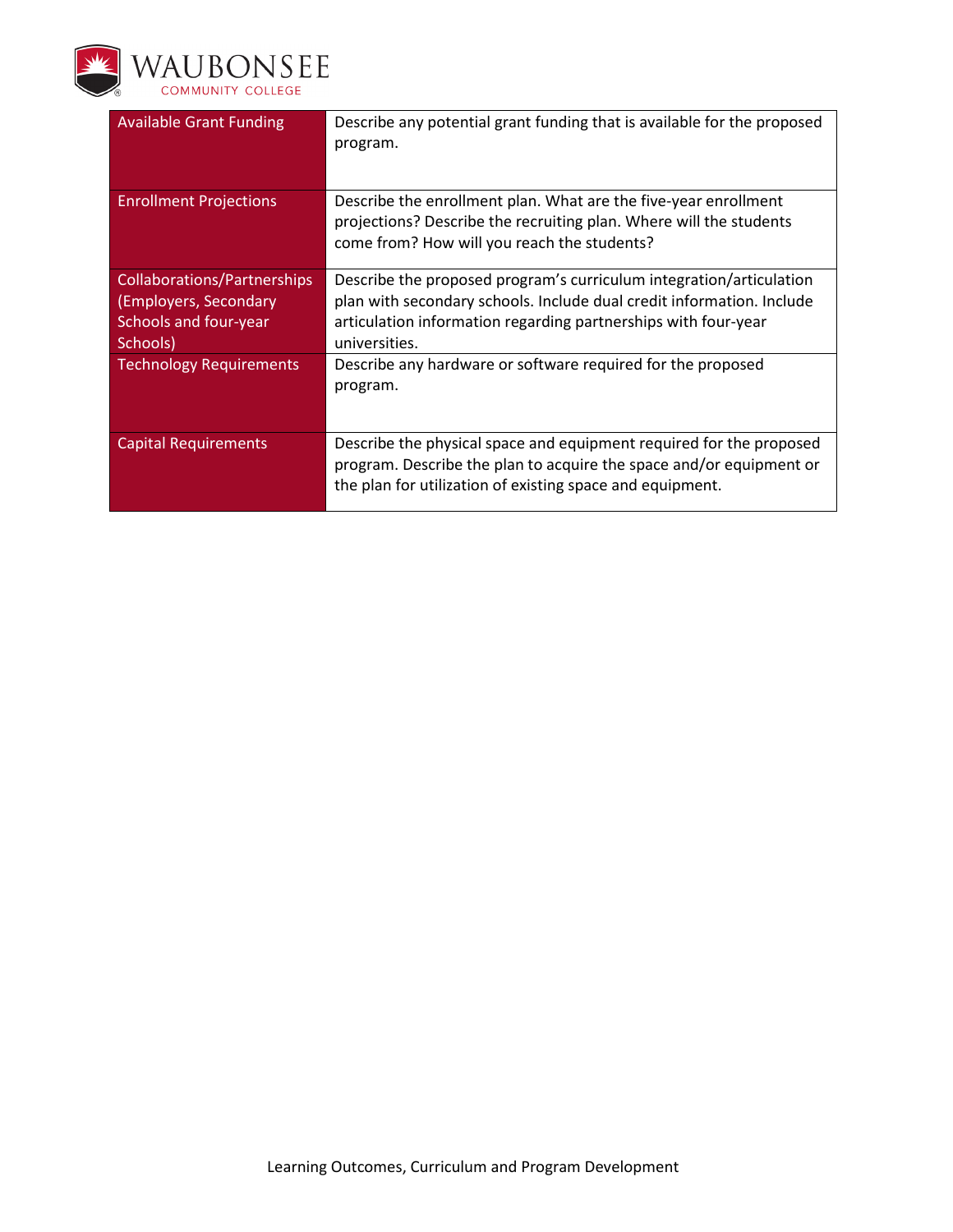| | |
|---|---|
| Available Grant Funding | Describe any potential grant funding that is available for the proposed program. |
| Enrollment Projections | Describe the enrollment plan. What are the five-year enrollment projections? Describe the recruiting plan. Where will the students come from? How will you reach the students? |
| Collaborations/Partnerships (Employers, Secondary Schools and four-year Schools) | Describe the proposed program's curriculum integration/articulation plan with secondary schools. Include dual credit information. Include articulation information regarding partnerships with four-year universities. |
| Technology Requirements | Describe any hardware or software required for the proposed program. |
| Capital Requirements | Describe the physical space and equipment required for the proposed program. Describe the plan to acquire the space and/or equipment or the plan for utilization of existing space and equipment. |